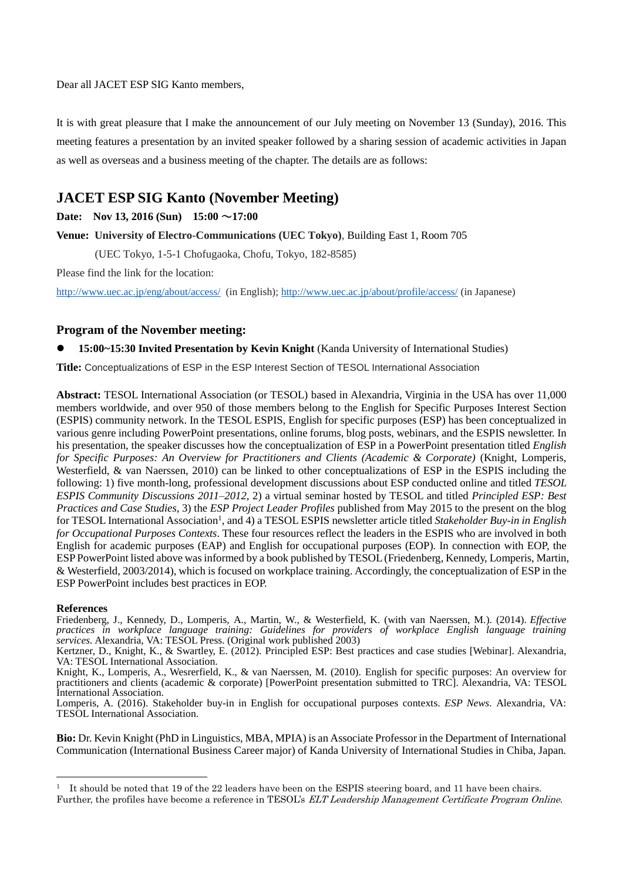Dear all JACET ESP SIG Kanto members,

It is with great pleasure that I make the announcement of our July meeting on November 13 (Sunday), 2016. This meeting features a presentation by an invited speaker followed by a sharing session of academic activities in Japan as well as overseas and a business meeting of the chapter. The details are as follows:

## JACET ESP SIG Kanto (November Meeting)

**Date: Nov 13, 2016 (Sun) 15:00 ～17:00**

**Venue: University of Electro-Communications (UEC Tokyo)**, Building East 1, Room 705

(UEC Tokyo, 1-5-1 Chofugaoka, Chofu, Tokyo, 182-8585)

Please find the link for the location:

http://www.uec.ac.jp/eng/about/access/ (in English); http://www.uec.ac.jp/about/profile/access/ (in Japanese)

### Program of the November meeting:

- **15:00~15:30 Invited Presentation by Kevin Knight** (Kanda University of International Studies)

**Title:** Conceptualizations of ESP in the ESP Interest Section of TESOL International Association

**Abstract:** TESOL International Association (or TESOL) based in Alexandria, Virginia in the USA has over 11,000 members worldwide, and over 950 of those members belong to the English for Specific Purposes Interest Section (ESPIS) community network. In the TESOL ESPIS, English for specific purposes (ESP) has been conceptualized in various genre including PowerPoint presentations, online forums, blog posts, webinars, and the ESPIS newsletter. In his presentation, the speaker discusses how the conceptualization of ESP in a PowerPoint presentation titled *English for Specific Purposes: An Overview for Practitioners and Clients (Academic & Corporate)* (Knight, Lomperis, Westerfield, & van Naerssen, 2010) can be linked to other conceptualizations of ESP in the ESPIS including the following: 1) five month-long, professional development discussions about ESP conducted online and titled *TESOL ESPIS Community Discussions 2011–2012*, 2) a virtual seminar hosted by TESOL and titled *Principled ESP: Best Practices and Case Studies*, 3) the *ESP Project Leader Profiles* published from May 2015 to the present on the blog for TESOL International Association[1], and 4) a TESOL ESPIS newsletter article titled *Stakeholder Buy-in in English for Occupational Purposes Contexts*. These four resources reflect the leaders in the ESPIS who are involved in both English for academic purposes (EAP) and English for occupational purposes (EOP). In connection with EOP, the ESP PowerPoint listed above was informed by a book published by TESOL (Friedenberg, Kennedy, Lomperis, Martin, & Westerfield, 2003/2014), which is focused on workplace training. Accordingly, the conceptualization of ESP in the ESP PowerPoint includes best practices in EOP.

**References**

Friedenberg, J., Kennedy, D., Lomperis, A., Martin, W., & Westerfield, K. (with van Naerssen, M.). (2014). *Effective practices in workplace language training: Guidelines for providers of workplace English language training services*. Alexandria, VA: TESOL Press. (Original work published 2003)

Kertzner, D., Knight, K., & Swartley, E. (2012). Principled ESP: Best practices and case studies [Webinar]. Alexandria, VA: TESOL International Association.

Knight, K., Lomperis, A., Wesrerfield, K., & van Naerssen, M. (2010). English for specific purposes: An overview for practitioners and clients (academic & corporate) [PowerPoint presentation submitted to TRC]. Alexandria, VA: TESOL International Association.

Lomperis, A. (2016). Stakeholder buy-in in English for occupational purposes contexts. *ESP News*. Alexandria, VA: TESOL International Association.

**Bio:** Dr. Kevin Knight (PhD in Linguistics, MBA, MPIA) is an Associate Professor in the Department of International Communication (International Business Career major) of Kanda University of International Studies in Chiba, Japan.

---

[1] It should be noted that 19 of the 22 leaders have been on the ESPIS steering board, and 11 have been chairs. Further, the profiles have become a reference in TESOL's *ELT Leadership Management Certificate Program Online*.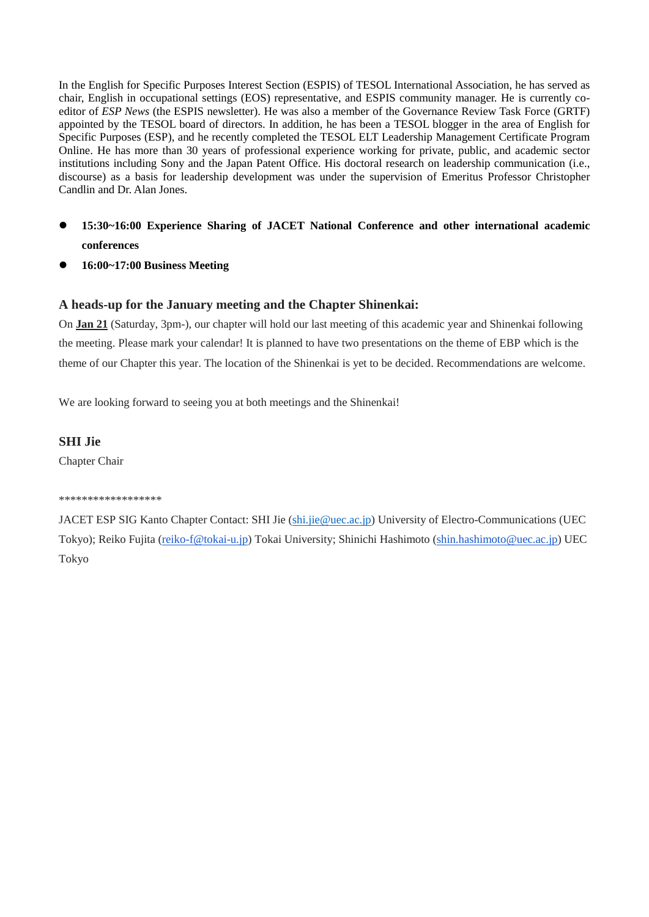In the English for Specific Purposes Interest Section (ESPIS) of TESOL International Association, he has served as chair, English in occupational settings (EOS) representative, and ESPIS community manager. He is currently co-editor of *ESP News* (the ESPIS newsletter). He was also a member of the Governance Review Task Force (GRTF) appointed by the TESOL board of directors. In addition, he has been a TESOL blogger in the area of English for Specific Purposes (ESP), and he recently completed the TESOL ELT Leadership Management Certificate Program Online. He has more than 30 years of professional experience working for private, public, and academic sector institutions including Sony and the Japan Patent Office. His doctoral research on leadership communication (i.e., discourse) as a basis for leadership development was under the supervision of Emeritus Professor Christopher Candlin and Dr. Alan Jones.

- **15:30~16:00 Experience Sharing of JACET National Conference and other international academic conferences**
- **16:00~17:00 Business Meeting**

### A heads-up for the January meeting and the Chapter Shinenkai:

On **Jan 21** (Saturday, 3pm-), our chapter will hold our last meeting of this academic year and Shinenkai following the meeting. Please mark your calendar! It is planned to have two presentations on the theme of EBP which is the theme of our Chapter this year. The location of the Shinenkai is yet to be decided. Recommendations are welcome.

We are looking forward to seeing you at both meetings and the Shinenkai!

**SHI Jie**

Chapter Chair

******************

JACET ESP SIG Kanto Chapter Contact: SHI Jie (shi.jie@uec.ac.jp) University of Electro-Communications (UEC Tokyo); Reiko Fujita (reiko-f@tokai-u.jp) Tokai University; Shinichi Hashimoto (shin.hashimoto@uec.ac.jp) UEC Tokyo